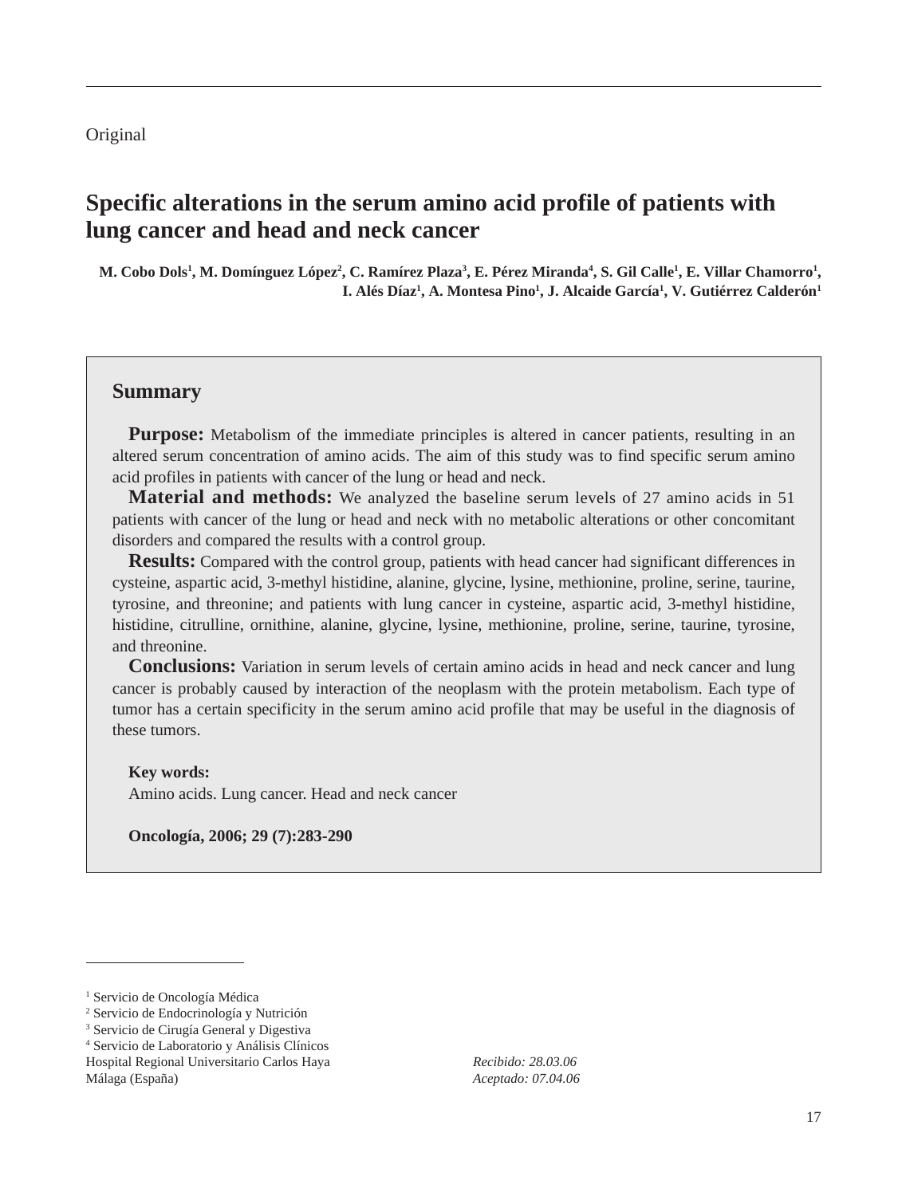Original

# Specific alterations in the serum amino acid profile of patients with lung cancer and head and neck cancer

**M. Cobo Dols[1], M. Domínguez López[2], C. Ramírez Plaza[3], E. Pérez Miranda[4], S. Gil Calle[1], E. Villar Chamorro[1], I. Alés Díaz[1], A. Montesa Pino[1], J. Alcaide García[1], V. Gutiérrez Calderón[1]**

## Summary

**Purpose:** Metabolism of the immediate principles is altered in cancer patients, resulting in an altered serum concentration of amino acids. The aim of this study was to find specific serum amino acid profiles in patients with cancer of the lung or head and neck.

**Material and methods:** We analyzed the baseline serum levels of 27 amino acids in 51 patients with cancer of the lung or head and neck with no metabolic alterations or other concomitant disorders and compared the results with a control group.

**Results:** Compared with the control group, patients with head cancer had significant differences in cysteine, aspartic acid, 3-methyl histidine, alanine, glycine, lysine, methionine, proline, serine, taurine, tyrosine, and threonine; and patients with lung cancer in cysteine, aspartic acid, 3-methyl histidine, histidine, citrulline, ornithine, alanine, glycine, lysine, methionine, proline, serine, taurine, tyrosine, and threonine.

**Conclusions:** Variation in serum levels of certain amino acids in head and neck cancer and lung cancer is probably caused by interaction of the neoplasm with the protein metabolism. Each type of tumor has a certain specificity in the serum amino acid profile that may be useful in the diagnosis of these tumors.

**Key words:**
Amino acids. Lung cancer. Head and neck cancer

**Oncología, 2006; 29 (7):283-290**

---

[1] Servicio de Oncología Médica
[2] Servicio de Endocrinología y Nutrición
[3] Servicio de Cirugía General y Digestiva
[4] Servicio de Laboratorio y Análisis Clínicos
Hospital Regional Universitario Carlos Haya
Málaga (España)

*Recibido: 28.03.06*
*Aceptado: 07.04.06*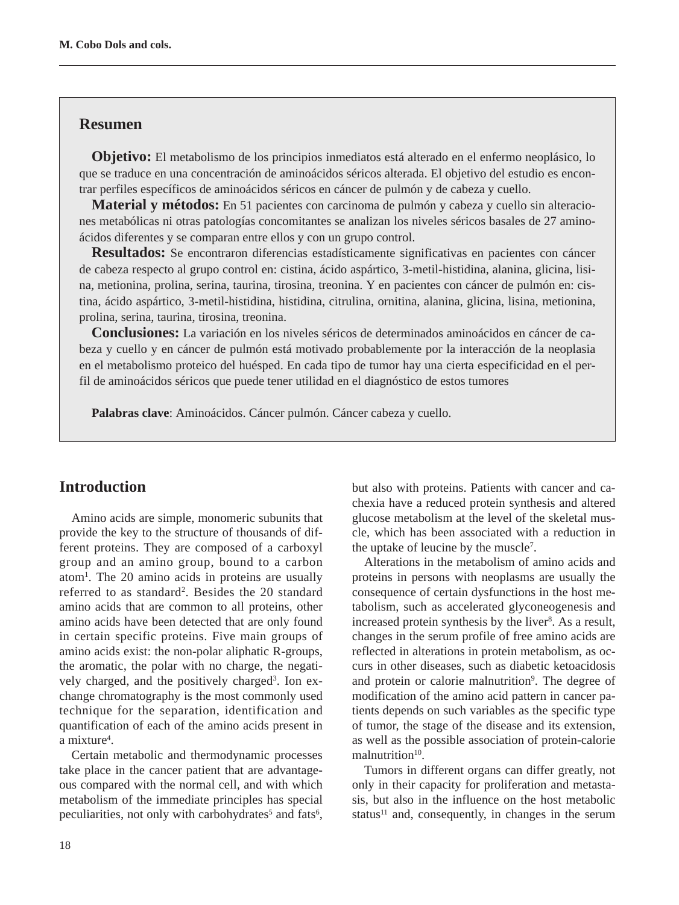## Resumen

**Objetivo:** El metabolismo de los principios inmediatos está alterado en el enfermo neoplásico, lo que se traduce en una concentración de aminoácidos séricos alterada. El objetivo del estudio es encontrar perfiles específicos de aminoácidos séricos en cáncer de pulmón y de cabeza y cuello.

**Material y métodos:** En 51 pacientes con carcinoma de pulmón y cabeza y cuello sin alteraciones metabólicas ni otras patologías concomitantes se analizan los niveles séricos basales de 27 aminoácidos diferentes y se comparan entre ellos y con un grupo control.

**Resultados:** Se encontraron diferencias estadísticamente significativas en pacientes con cáncer de cabeza respecto al grupo control en: cistina, ácido aspártico, 3-metil-histidina, alanina, glicina, lisina, metionina, prolina, serina, taurina, tirosina, treonina. Y en pacientes con cáncer de pulmón en: cistina, ácido aspártico, 3-metil-histidina, histidina, citrulina, ornitina, alanina, glicina, lisina, metionina, prolina, serina, taurina, tirosina, treonina.

**Conclusiones:** La variación en los niveles séricos de determinados aminoácidos en cáncer de cabeza y cuello y en cáncer de pulmón está motivado probablemente por la interacción de la neoplasia en el metabolismo proteico del huésped. En cada tipo de tumor hay una cierta especificidad en el perfil de aminoácidos séricos que puede tener utilidad en el diagnóstico de estos tumores

**Palabras clave**: Aminoácidos. Cáncer pulmón. Cáncer cabeza y cuello.

## Introduction

Amino acids are simple, monomeric subunits that provide the key to the structure of thousands of different proteins. They are composed of a carboxyl group and an amino group, bound to a carbon atom[1]. The 20 amino acids in proteins are usually referred to as standard[2]. Besides the 20 standard amino acids that are common to all proteins, other amino acids have been detected that are only found in certain specific proteins. Five main groups of amino acids exist: the non-polar aliphatic R-groups, the aromatic, the polar with no charge, the negatively charged, and the positively charged[3]. Ion exchange chromatography is the most commonly used technique for the separation, identification and quantification of each of the amino acids present in a mixture[4].

Certain metabolic and thermodynamic processes take place in the cancer patient that are advantageous compared with the normal cell, and with which metabolism of the immediate principles has special peculiarities, not only with carbohydrates[5] and fats[6], but also with proteins. Patients with cancer and cachexia have a reduced protein synthesis and altered glucose metabolism at the level of the skeletal muscle, which has been associated with a reduction in the uptake of leucine by the muscle[7].

Alterations in the metabolism of amino acids and proteins in persons with neoplasms are usually the consequence of certain dysfunctions in the host metabolism, such as accelerated glyconeogenesis and increased protein synthesis by the liver[8]. As a result, changes in the serum profile of free amino acids are reflected in alterations in protein metabolism, as occurs in other diseases, such as diabetic ketoacidosis and protein or calorie malnutrition[9]. The degree of modification of the amino acid pattern in cancer patients depends on such variables as the specific type of tumor, the stage of the disease and its extension, as well as the possible association of protein-calorie malnutrition[10].

Tumors in different organs can differ greatly, not only in their capacity for proliferation and metastasis, but also in the influence on the host metabolic status[11] and, consequently, in changes in the serum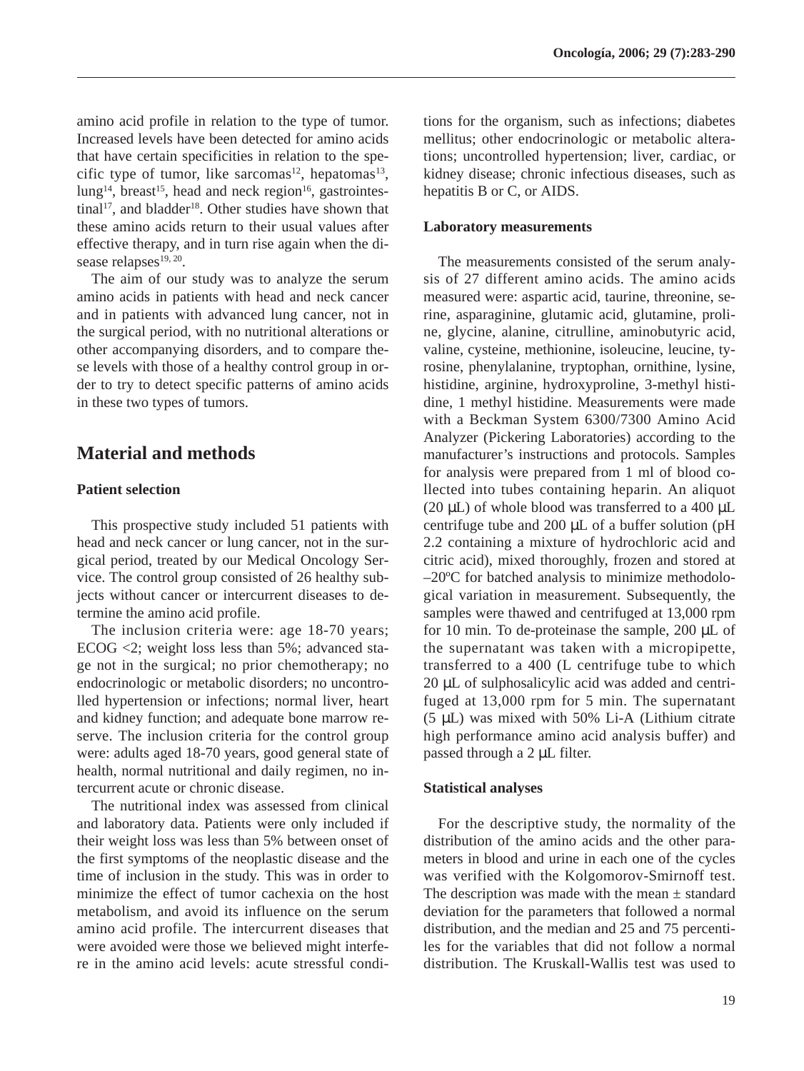amino acid profile in relation to the type of tumor. Increased levels have been detected for amino acids that have certain specificities in relation to the specific type of tumor, like sarcomas[12], hepatomas[13], lung[14], breast[15], head and neck region[16], gastrointestinal[17], and bladder[18]. Other studies have shown that these amino acids return to their usual values after effective therapy, and in turn rise again when the disease relapses[19, 20].

The aim of our study was to analyze the serum amino acids in patients with head and neck cancer and in patients with advanced lung cancer, not in the surgical period, with no nutritional alterations or other accompanying disorders, and to compare these levels with those of a healthy control group in order to try to detect specific patterns of amino acids in these two types of tumors.

## Material and methods

### Patient selection

This prospective study included 51 patients with head and neck cancer or lung cancer, not in the surgical period, treated by our Medical Oncology Service. The control group consisted of 26 healthy subjects without cancer or intercurrent diseases to determine the amino acid profile.

The inclusion criteria were: age 18-70 years; ECOG <2; weight loss less than 5%; advanced stage not in the surgical; no prior chemotherapy; no endocrinologic or metabolic disorders; no uncontrolled hypertension or infections; normal liver, heart and kidney function; and adequate bone marrow reserve. The inclusion criteria for the control group were: adults aged 18-70 years, good general state of health, normal nutritional and daily regimen, no intercurrent acute or chronic disease.

The nutritional index was assessed from clinical and laboratory data. Patients were only included if their weight loss was less than 5% between onset of the first symptoms of the neoplastic disease and the time of inclusion in the study. This was in order to minimize the effect of tumor cachexia on the host metabolism, and avoid its influence on the serum amino acid profile. The intercurrent diseases that were avoided were those we believed might interfere in the amino acid levels: acute stressful conditions for the organism, such as infections; diabetes mellitus; other endocrinologic or metabolic alterations; uncontrolled hypertension; liver, cardiac, or kidney disease; chronic infectious diseases, such as hepatitis B or C, or AIDS.

### Laboratory measurements

The measurements consisted of the serum analysis of 27 different amino acids. The amino acids measured were: aspartic acid, taurine, threonine, serine, asparaginine, glutamic acid, glutamine, proline, glycine, alanine, citrulline, aminobutyric acid, valine, cysteine, methionine, isoleucine, leucine, tyrosine, phenylalanine, tryptophan, ornithine, lysine, histidine, arginine, hydroxyproline, 3-methyl histidine, 1 methyl histidine. Measurements were made with a Beckman System 6300/7300 Amino Acid Analyzer (Pickering Laboratories) according to the manufacturer's instructions and protocols. Samples for analysis were prepared from 1 ml of blood collected into tubes containing heparin. An aliquot (20 μL) of whole blood was transferred to a 400 μL centrifuge tube and 200 μL of a buffer solution (pH 2.2 containing a mixture of hydrochloric acid and citric acid), mixed thoroughly, frozen and stored at –20ºC for batched analysis to minimize methodological variation in measurement. Subsequently, the samples were thawed and centrifuged at 13,000 rpm for 10 min. To de-proteinase the sample, 200 μL of the supernatant was taken with a micropipette, transferred to a 400 (L centrifuge tube to which 20 μL of sulphosalicylic acid was added and centrifuged at 13,000 rpm for 5 min. The supernatant (5 μL) was mixed with 50% Li-A (Lithium citrate high performance amino acid analysis buffer) and passed through a 2 μL filter.

### Statistical analyses

For the descriptive study, the normality of the distribution of the amino acids and the other parameters in blood and urine in each one of the cycles was verified with the Kolgomorov-Smirnoff test. The description was made with the mean ± standard deviation for the parameters that followed a normal distribution, and the median and 25 and 75 percentiles for the variables that did not follow a normal distribution. The Kruskall-Wallis test was used to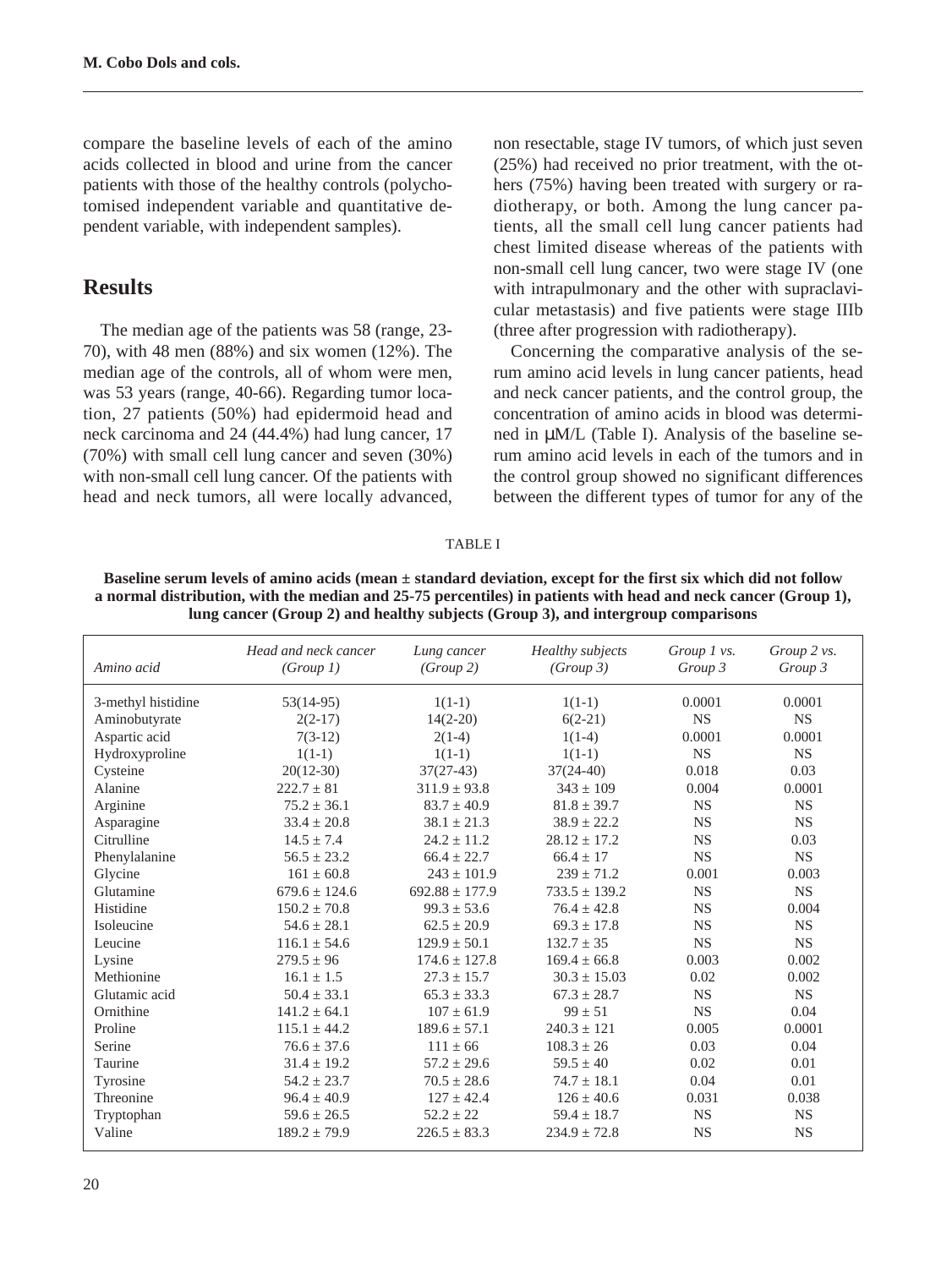compare the baseline levels of each of the amino acids collected in blood and urine from the cancer patients with those of the healthy controls (polychotomised independent variable and quantitative dependent variable, with independent samples).

## Results

The median age of the patients was 58 (range, 23-70), with 48 men (88%) and six women (12%). The median age of the controls, all of whom were men, was 53 years (range, 40-66). Regarding tumor location, 27 patients (50%) had epidermoid head and neck carcinoma and 24 (44.4%) had lung cancer, 17 (70%) with small cell lung cancer and seven (30%) with non-small cell lung cancer. Of the patients with head and neck tumors, all were locally advanced, non resectable, stage IV tumors, of which just seven (25%) had received no prior treatment, with the others (75%) having been treated with surgery or radiotherapy, or both. Among the lung cancer patients, all the small cell lung cancer patients had chest limited disease whereas of the patients with non-small cell lung cancer, two were stage IV (one with intrapulmonary and the other with supraclavicular metastasis) and five patients were stage IIIb (three after progression with radiotherapy).

Concerning the comparative analysis of the serum amino acid levels in lung cancer patients, head and neck cancer patients, and the control group, the concentration of amino acids in blood was determined in μM/L (Table I). Analysis of the baseline serum amino acid levels in each of the tumors and in the control group showed no significant differences between the different types of tumor for any of the

TABLE I

**Baseline serum levels of amino acids (mean ± standard deviation, except for the first six which did not follow a normal distribution, with the median and 25-75 percentiles) in patients with head and neck cancer (Group 1), lung cancer (Group 2) and healthy subjects (Group 3), and intergroup comparisons**

| *Amino acid* | *Head and neck cancer (Group 1)* | *Lung cancer (Group 2)* | *Healthy subjects (Group 3)* | *Group 1 vs. Group 3* | *Group 2 vs. Group 3* |
|---|---|---|---|---|---|
| 3-methyl histidine | 53(14-95) | 1(1-1) | 1(1-1) | 0.0001 | 0.0001 |
| Aminobutyrate | 2(2-17) | 14(2-20) | 6(2-21) | NS | NS |
| Aspartic acid | 7(3-12) | 2(1-4) | 1(1-4) | 0.0001 | 0.0001 |
| Hydroxyproline | 1(1-1) | 1(1-1) | 1(1-1) | NS | NS |
| Cysteine | 20(12-30) | 37(27-43) | 37(24-40) | 0.018 | 0.03 |
| Alanine | 222.7 ± 81 | 311.9 ± 93.8 | 343 ± 109 | 0.004 | 0.0001 |
| Arginine | 75.2 ± 36.1 | 83.7 ± 40.9 | 81.8 ± 39.7 | NS | NS |
| Asparagine | 33.4 ± 20.8 | 38.1 ± 21.3 | 38.9 ± 22.2 | NS | NS |
| Citrulline | 14.5 ± 7.4 | 24.2 ± 11.2 | 28.12 ± 17.2 | NS | 0.03 |
| Phenylalanine | 56.5 ± 23.2 | 66.4 ± 22.7 | 66.4 ± 17 | NS | NS |
| Glycine | 161 ± 60.8 | 243 ± 101.9 | 239 ± 71.2 | 0.001 | 0.003 |
| Glutamine | 679.6 ± 124.6 | 692.88 ± 177.9 | 733.5 ± 139.2 | NS | NS |
| Histidine | 150.2 ± 70.8 | 99.3 ± 53.6 | 76.4 ± 42.8 | NS | 0.004 |
| Isoleucine | 54.6 ± 28.1 | 62.5 ± 20.9 | 69.3 ± 17.8 | NS | NS |
| Leucine | 116.1 ± 54.6 | 129.9 ± 50.1 | 132.7 ± 35 | NS | NS |
| Lysine | 279.5 ± 96 | 174.6 ± 127.8 | 169.4 ± 66.8 | 0.003 | 0.002 |
| Methionine | 16.1 ± 1.5 | 27.3 ± 15.7 | 30.3 ± 15.03 | 0.02 | 0.002 |
| Glutamic acid | 50.4 ± 33.1 | 65.3 ± 33.3 | 67.3 ± 28.7 | NS | NS |
| Ornithine | 141.2 ± 64.1 | 107 ± 61.9 | 99 ± 51 | NS | 0.04 |
| Proline | 115.1 ± 44.2 | 189.6 ± 57.1 | 240.3 ± 121 | 0.005 | 0.0001 |
| Serine | 76.6 ± 37.6 | 111 ± 66 | 108.3 ± 26 | 0.03 | 0.04 |
| Taurine | 31.4 ± 19.2 | 57.2 ± 29.6 | 59.5 ± 40 | 0.02 | 0.01 |
| Tyrosine | 54.2 ± 23.7 | 70.5 ± 28.6 | 74.7 ± 18.1 | 0.04 | 0.01 |
| Threonine | 96.4 ± 40.9 | 127 ± 42.4 | 126 ± 40.6 | 0.031 | 0.038 |
| Tryptophan | 59.6 ± 26.5 | 52.2 ± 22 | 59.4 ± 18.7 | NS | NS |
| Valine | 189.2 ± 79.9 | 226.5 ± 83.3 | 234.9 ± 72.8 | NS | NS |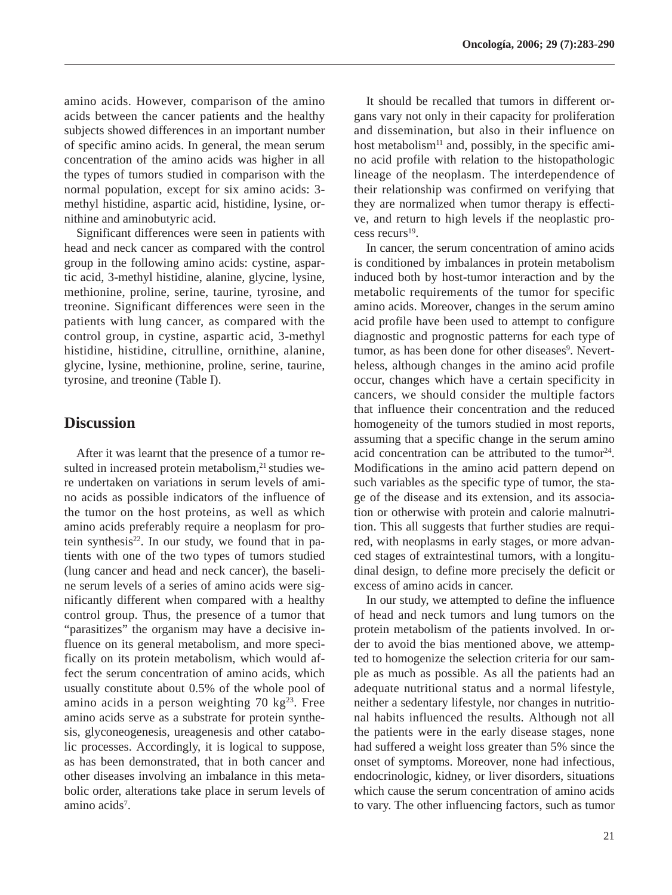amino acids. However, comparison of the amino acids between the cancer patients and the healthy subjects showed differences in an important number of specific amino acids. In general, the mean serum concentration of the amino acids was higher in all the types of tumors studied in comparison with the normal population, except for six amino acids: 3-methyl histidine, aspartic acid, histidine, lysine, ornithine and aminobutyric acid.

Significant differences were seen in patients with head and neck cancer as compared with the control group in the following amino acids: cystine, aspartic acid, 3-methyl histidine, alanine, glycine, lysine, methionine, proline, serine, taurine, tyrosine, and treonine. Significant differences were seen in the patients with lung cancer, as compared with the control group, in cystine, aspartic acid, 3-methyl histidine, histidine, citrulline, ornithine, alanine, glycine, lysine, methionine, proline, serine, taurine, tyrosine, and treonine (Table I).

## Discussion

After it was learnt that the presence of a tumor resulted in increased protein metabolism,[21] studies were undertaken on variations in serum levels of amino acids as possible indicators of the influence of the tumor on the host proteins, as well as which amino acids preferably require a neoplasm for protein synthesis[22]. In our study, we found that in patients with one of the two types of tumors studied (lung cancer and head and neck cancer), the baseline serum levels of a series of amino acids were significantly different when compared with a healthy control group. Thus, the presence of a tumor that "parasitizes" the organism may have a decisive influence on its general metabolism, and more specifically on its protein metabolism, which would affect the serum concentration of amino acids, which usually constitute about 0.5% of the whole pool of amino acids in a person weighting 70 kg[23]. Free amino acids serve as a substrate for protein synthesis, glyconeogenesis, ureagenesis and other catabolic processes. Accordingly, it is logical to suppose, as has been demonstrated, that in both cancer and other diseases involving an imbalance in this metabolic order, alterations take place in serum levels of amino acids[7].

It should be recalled that tumors in different organs vary not only in their capacity for proliferation and dissemination, but also in their influence on host metabolism[11] and, possibly, in the specific amino acid profile with relation to the histopathologic lineage of the neoplasm. The interdependence of their relationship was confirmed on verifying that they are normalized when tumor therapy is effective, and return to high levels if the neoplastic process recurs[19].

In cancer, the serum concentration of amino acids is conditioned by imbalances in protein metabolism induced both by host-tumor interaction and by the metabolic requirements of the tumor for specific amino acids. Moreover, changes in the serum amino acid profile have been used to attempt to configure diagnostic and prognostic patterns for each type of tumor, as has been done for other diseases[9]. Nevertheless, although changes in the amino acid profile occur, changes which have a certain specificity in cancers, we should consider the multiple factors that influence their concentration and the reduced homogeneity of the tumors studied in most reports, assuming that a specific change in the serum amino acid concentration can be attributed to the tumor[24]. Modifications in the amino acid pattern depend on such variables as the specific type of tumor, the stage of the disease and its extension, and its association or otherwise with protein and calorie malnutrition. This all suggests that further studies are required, with neoplasms in early stages, or more advanced stages of extraintestinal tumors, with a longitudinal design, to define more precisely the deficit or excess of amino acids in cancer.

In our study, we attempted to define the influence of head and neck tumors and lung tumors on the protein metabolism of the patients involved. In order to avoid the bias mentioned above, we attempted to homogenize the selection criteria for our sample as much as possible. As all the patients had an adequate nutritional status and a normal lifestyle, neither a sedentary lifestyle, nor changes in nutritional habits influenced the results. Although not all the patients were in the early disease stages, none had suffered a weight loss greater than 5% since the onset of symptoms. Moreover, none had infectious, endocrinologic, kidney, or liver disorders, situations which cause the serum concentration of amino acids to vary. The other influencing factors, such as tumor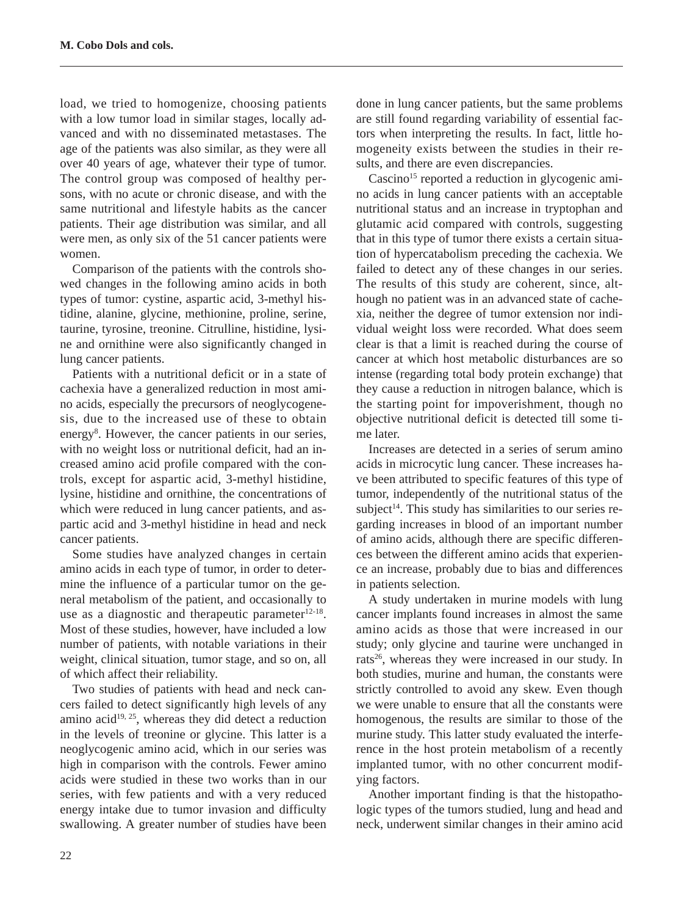load, we tried to homogenize, choosing patients with a low tumor load in similar stages, locally advanced and with no disseminated metastases. The age of the patients was also similar, as they were all over 40 years of age, whatever their type of tumor. The control group was composed of healthy persons, with no acute or chronic disease, and with the same nutritional and lifestyle habits as the cancer patients. Their age distribution was similar, and all were men, as only six of the 51 cancer patients were women.

Comparison of the patients with the controls showed changes in the following amino acids in both types of tumor: cystine, aspartic acid, 3-methyl histidine, alanine, glycine, methionine, proline, serine, taurine, tyrosine, treonine. Citrulline, histidine, lysine and ornithine were also significantly changed in lung cancer patients.

Patients with a nutritional deficit or in a state of cachexia have a generalized reduction in most amino acids, especially the precursors of neoglycogenesis, due to the increased use of these to obtain energy[8]. However, the cancer patients in our series, with no weight loss or nutritional deficit, had an increased amino acid profile compared with the controls, except for aspartic acid, 3-methyl histidine, lysine, histidine and ornithine, the concentrations of which were reduced in lung cancer patients, and aspartic acid and 3-methyl histidine in head and neck cancer patients.

Some studies have analyzed changes in certain amino acids in each type of tumor, in order to determine the influence of a particular tumor on the general metabolism of the patient, and occasionally to use as a diagnostic and therapeutic parameter[12-18]. Most of these studies, however, have included a low number of patients, with notable variations in their weight, clinical situation, tumor stage, and so on, all of which affect their reliability.

Two studies of patients with head and neck cancers failed to detect significantly high levels of any amino acid[19, 25], whereas they did detect a reduction in the levels of treonine or glycine. This latter is a neoglycogenic amino acid, which in our series was high in comparison with the controls. Fewer amino acids were studied in these two works than in our series, with few patients and with a very reduced energy intake due to tumor invasion and difficulty swallowing. A greater number of studies have been done in lung cancer patients, but the same problems are still found regarding variability of essential factors when interpreting the results. In fact, little homogeneity exists between the studies in their results, and there are even discrepancies.

Cascino[15] reported a reduction in glycogenic amino acids in lung cancer patients with an acceptable nutritional status and an increase in tryptophan and glutamic acid compared with controls, suggesting that in this type of tumor there exists a certain situation of hypercatabolism preceding the cachexia. We failed to detect any of these changes in our series. The results of this study are coherent, since, although no patient was in an advanced state of cachexia, neither the degree of tumor extension nor individual weight loss were recorded. What does seem clear is that a limit is reached during the course of cancer at which host metabolic disturbances are so intense (regarding total body protein exchange) that they cause a reduction in nitrogen balance, which is the starting point for impoverishment, though no objective nutritional deficit is detected till some time later.

Increases are detected in a series of serum amino acids in microcytic lung cancer. These increases have been attributed to specific features of this type of tumor, independently of the nutritional status of the subject[14]. This study has similarities to our series regarding increases in blood of an important number of amino acids, although there are specific differences between the different amino acids that experience an increase, probably due to bias and differences in patients selection.

A study undertaken in murine models with lung cancer implants found increases in almost the same amino acids as those that were increased in our study; only glycine and taurine were unchanged in rats[26], whereas they were increased in our study. In both studies, murine and human, the constants were strictly controlled to avoid any skew. Even though we were unable to ensure that all the constants were homogenous, the results are similar to those of the murine study. This latter study evaluated the interference in the host protein metabolism of a recently implanted tumor, with no other concurrent modifying factors.

Another important finding is that the histopathologic types of the tumors studied, lung and head and neck, underwent similar changes in their amino acid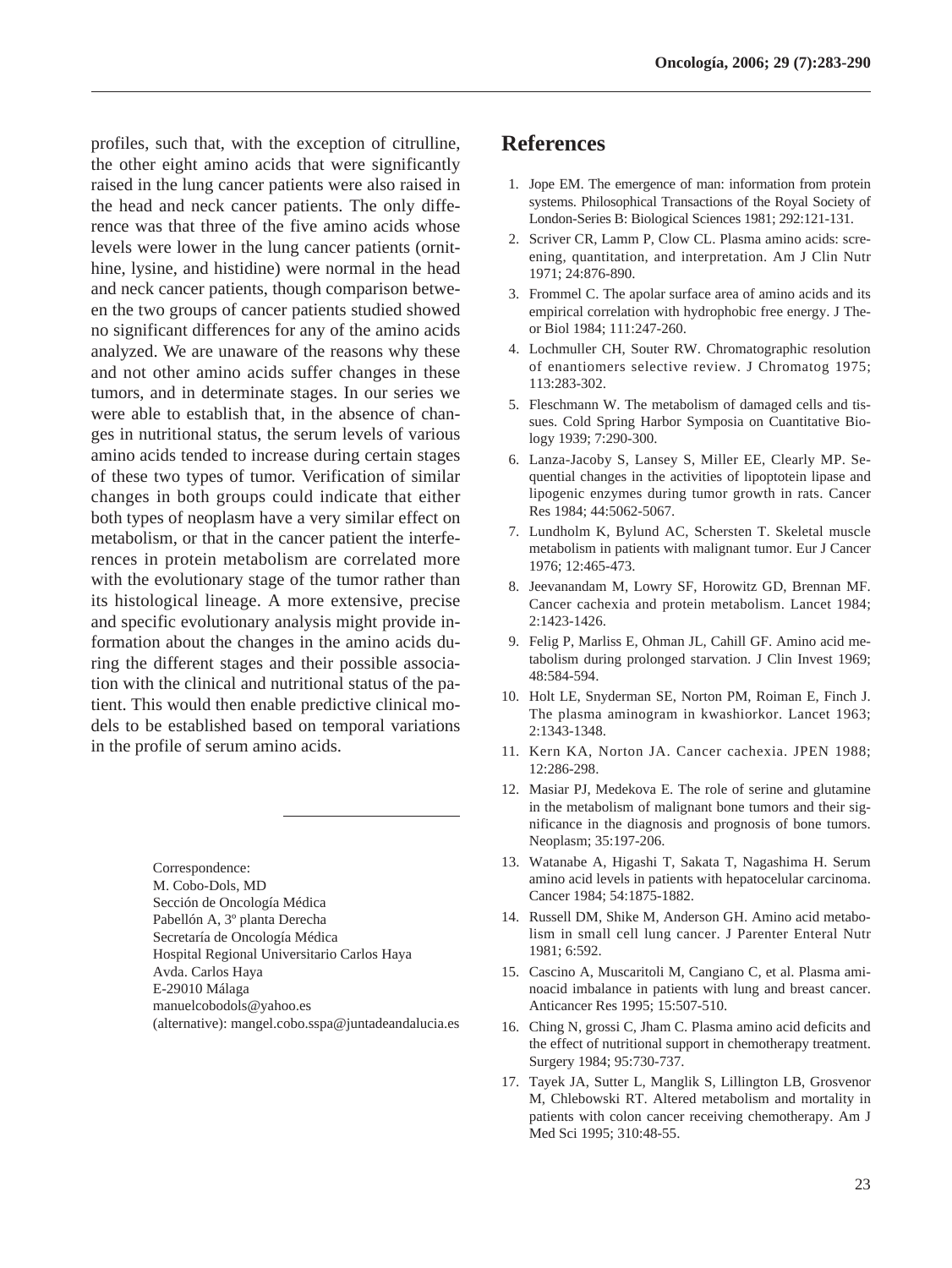profiles, such that, with the exception of citrulline, the other eight amino acids that were significantly raised in the lung cancer patients were also raised in the head and neck cancer patients. The only difference was that three of the five amino acids whose levels were lower in the lung cancer patients (ornithine, lysine, and histidine) were normal in the head and neck cancer patients, though comparison between the two groups of cancer patients studied showed no significant differences for any of the amino acids analyzed. We are unaware of the reasons why these and not other amino acids suffer changes in these tumors, and in determinate stages. In our series we were able to establish that, in the absence of changes in nutritional status, the serum levels of various amino acids tended to increase during certain stages of these two types of tumor. Verification of similar changes in both groups could indicate that either both types of neoplasm have a very similar effect on metabolism, or that in the cancer patient the interferences in protein metabolism are correlated more with the evolutionary stage of the tumor rather than its histological lineage. A more extensive, precise and specific evolutionary analysis might provide information about the changes in the amino acids during the different stages and their possible association with the clinical and nutritional status of the patient. This would then enable predictive clinical models to be established based on temporal variations in the profile of serum amino acids.

Correspondence:
M. Cobo-Dols, MD
Sección de Oncología Médica
Pabellón A, 3º planta Derecha
Secretaría de Oncología Médica
Hospital Regional Universitario Carlos Haya
Avda. Carlos Haya
E-29010 Málaga
manuelcobodols@yahoo.es
(alternative): mangel.cobo.sspa@juntadeandalucia.es

## References

1. Jope EM. The emergence of man: information from protein systems. Philosophical Transactions of the Royal Society of London-Series B: Biological Sciences 1981; 292:121-131.
2. Scriver CR, Lamm P, Clow CL. Plasma amino acids: screening, quantitation, and interpretation. Am J Clin Nutr 1971; 24:876-890.
3. Frommel C. The apolar surface area of amino acids and its empirical correlation with hydrophobic free energy. J Theor Biol 1984; 111:247-260.
4. Lochmuller CH, Souter RW. Chromatographic resolution of enantiomers selective review. J Chromatog 1975; 113:283-302.
5. Fleschmann W. The metabolism of damaged cells and tissues. Cold Spring Harbor Symposia on Cuantitative Biology 1939; 7:290-300.
6. Lanza-Jacoby S, Lansey S, Miller EE, Clearly MP. Sequential changes in the activities of lipoptotein lipase and lipogenic enzymes during tumor growth in rats. Cancer Res 1984; 44:5062-5067.
7. Lundholm K, Bylund AC, Schersten T. Skeletal muscle metabolism in patients with malignant tumor. Eur J Cancer 1976; 12:465-473.
8. Jeevanandam M, Lowry SF, Horowitz GD, Brennan MF. Cancer cachexia and protein metabolism. Lancet 1984; 2:1423-1426.
9. Felig P, Marliss E, Ohman JL, Cahill GF. Amino acid metabolism during prolonged starvation. J Clin Invest 1969; 48:584-594.
10. Holt LE, Snyderman SE, Norton PM, Roiman E, Finch J. The plasma aminogram in kwashiorkor. Lancet 1963; 2:1343-1348.
11. Kern KA, Norton JA. Cancer cachexia. JPEN 1988; 12:286-298.
12. Masiar PJ, Medekova E. The role of serine and glutamine in the metabolism of malignant bone tumors and their significance in the diagnosis and prognosis of bone tumors. Neoplasm; 35:197-206.
13. Watanabe A, Higashi T, Sakata T, Nagashima H. Serum amino acid levels in patients with hepatocelular carcinoma. Cancer 1984; 54:1875-1882.
14. Russell DM, Shike M, Anderson GH. Amino acid metabolism in small cell lung cancer. J Parenter Enteral Nutr 1981; 6:592.
15. Cascino A, Muscaritoli M, Cangiano C, et al. Plasma aminoacid imbalance in patients with lung and breast cancer. Anticancer Res 1995; 15:507-510.
16. Ching N, grossi C, Jham C. Plasma amino acid deficits and the effect of nutritional support in chemotherapy treatment. Surgery 1984; 95:730-737.
17. Tayek JA, Sutter L, Manglik S, Lillington LB, Grosvenor M, Chlebowski RT. Altered metabolism and mortality in patients with colon cancer receiving chemotherapy. Am J Med Sci 1995; 310:48-55.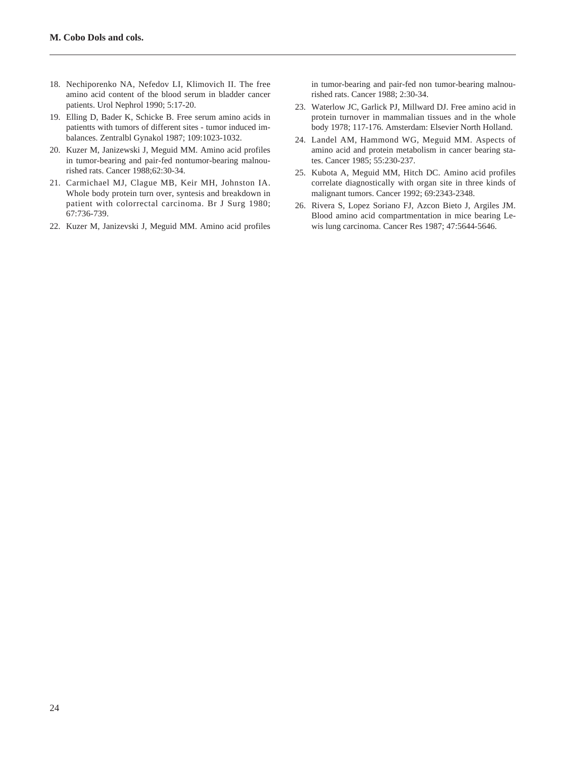18. Nechiporenko NA, Nefedov LI, Klimovich II. The free amino acid content of the blood serum in bladder cancer patients. Urol Nephrol 1990; 5:17-20.
19. Elling D, Bader K, Schicke B. Free serum amino acids in patientts with tumors of different sites - tumor induced imbalances. Zentralbl Gynakol 1987; 109:1023-1032.
20. Kuzer M, Janizewski J, Meguid MM. Amino acid profiles in tumor-bearing and pair-fed nontumor-bearing malnourished rats. Cancer 1988;62:30-34.
21. Carmichael MJ, Clague MB, Keir MH, Johnston IA. Whole body protein turn over, syntesis and breakdown in patient with colorrectal carcinoma. Br J Surg 1980; 67:736-739.
22. Kuzer M, Janizevski J, Meguid MM. Amino acid profiles in tumor-bearing and pair-fed non tumor-bearing malnourished rats. Cancer 1988; 2:30-34.
23. Waterlow JC, Garlick PJ, Millward DJ. Free amino acid in protein turnover in mammalian tissues and in the whole body 1978; 117-176. Amsterdam: Elsevier North Holland.
24. Landel AM, Hammond WG, Meguid MM. Aspects of amino acid and protein metabolism in cancer bearing states. Cancer 1985; 55:230-237.
25. Kubota A, Meguid MM, Hitch DC. Amino acid profiles correlate diagnostically with organ site in three kinds of malignant tumors. Cancer 1992; 69:2343-2348.
26. Rivera S, Lopez Soriano FJ, Azcon Bieto J, Argiles JM. Blood amino acid compartmentation in mice bearing Lewis lung carcinoma. Cancer Res 1987; 47:5644-5646.